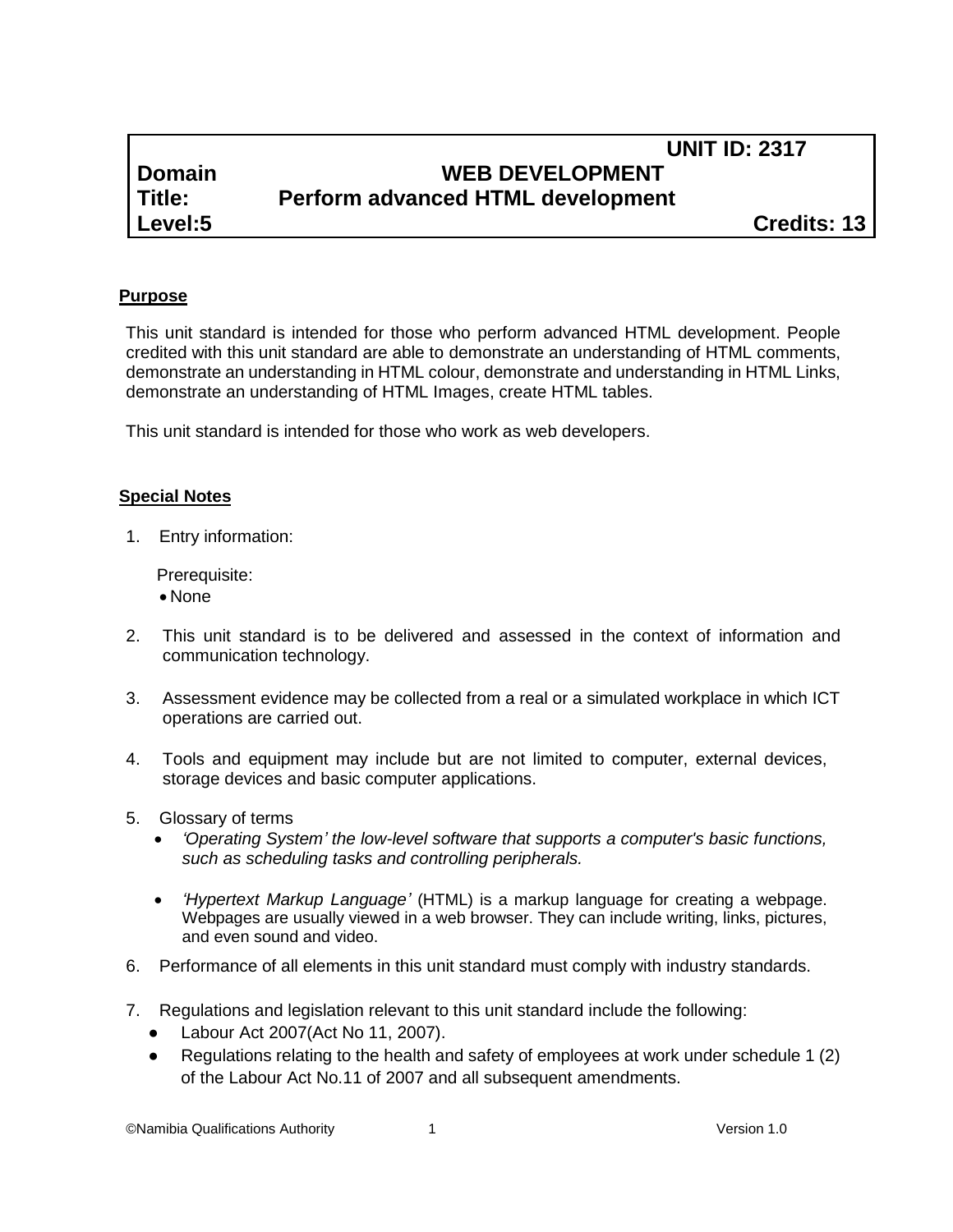| | UNIT ID: 2317 | |
|---|---|---|
| **Domain** | **WEB DEVELOPMENT** | |
| **Title:** | **Perform advanced HTML development** | |
| **Level:5** | | **Credits: 13** |

## Purpose

This unit standard is intended for those who perform advanced HTML development. People credited with this unit standard are able to demonstrate an understanding of HTML comments, demonstrate an understanding in HTML colour, demonstrate and understanding in HTML Links, demonstrate an understanding of HTML Images, create HTML tables.

This unit standard is intended for those who work as web developers.

## Special Notes

1. Entry information:

   Prerequisite:
   - None

2. This unit standard is to be delivered and assessed in the context of information and communication technology.

3. Assessment evidence may be collected from a real or a simulated workplace in which ICT operations are carried out.

4. Tools and equipment may include but are not limited to computer, external devices, storage devices and basic computer applications.

5. Glossary of terms
   - *'Operating System' the low-level software that supports a computer's basic functions, such as scheduling tasks and controlling peripherals.*
   - *'Hypertext Markup Language'* (HTML) is a markup language for creating a webpage. Webpages are usually viewed in a web browser. They can include writing, links, pictures, and even sound and video.

6. Performance of all elements in this unit standard must comply with industry standards.

7. Regulations and legislation relevant to this unit standard include the following:
   - Labour Act 2007(Act No 11, 2007).
   - Regulations relating to the health and safety of employees at work under schedule 1 (2) of the Labour Act No.11 of 2007 and all subsequent amendments.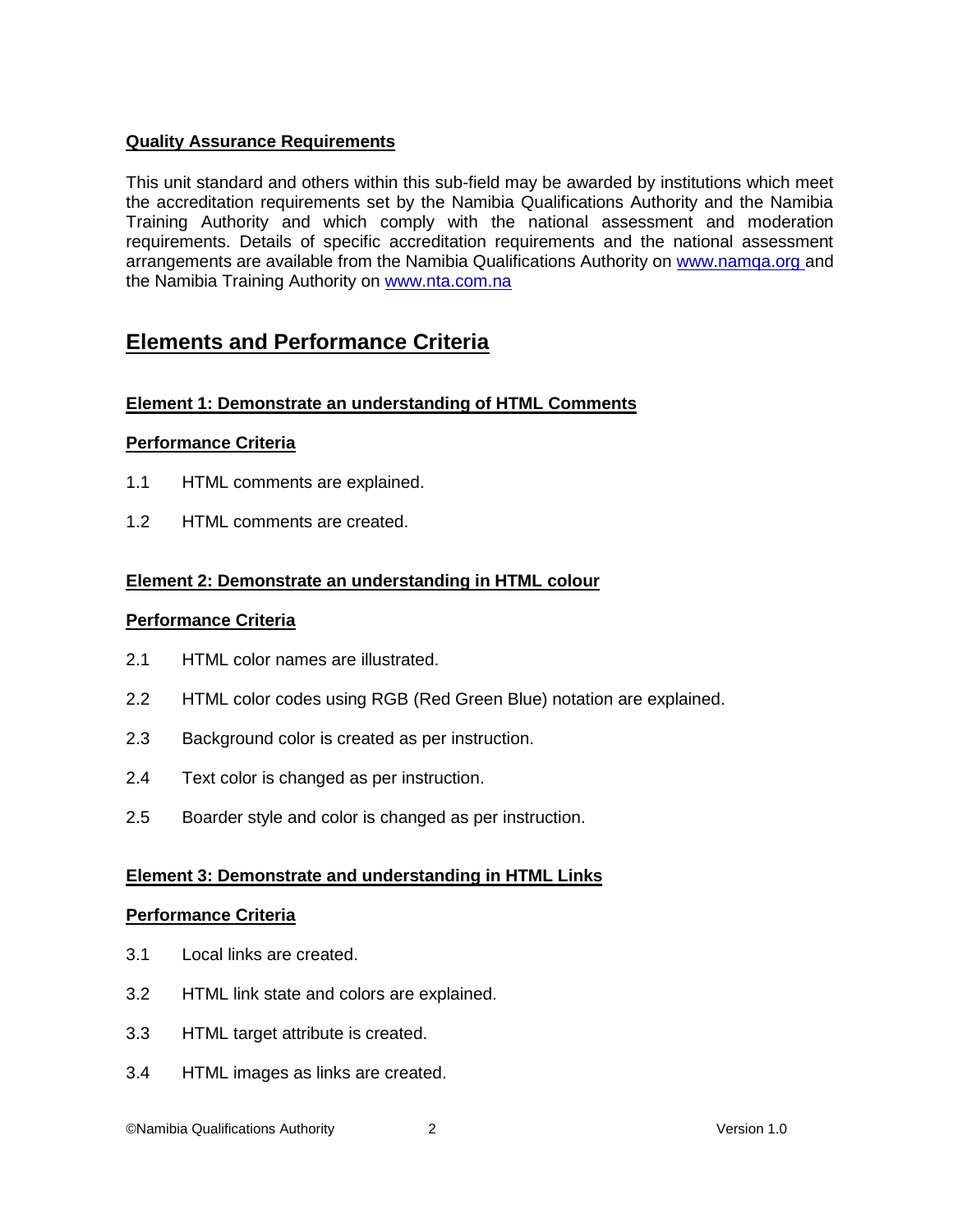**Quality Assurance Requirements**

This unit standard and others within this sub-field may be awarded by institutions which meet the accreditation requirements set by the Namibia Qualifications Authority and the Namibia Training Authority and which comply with the national assessment and moderation requirements. Details of specific accreditation requirements and the national assessment arrangements are available from the Namibia Qualifications Authority on www.namqa.org and the Namibia Training Authority on www.nta.com.na

## Elements and Performance Criteria

### Element 1: Demonstrate an understanding of HTML Comments

**Performance Criteria**

1.1 HTML comments are explained.

1.2 HTML comments are created.

### Element 2: Demonstrate an understanding in HTML colour

**Performance Criteria**

2.1 HTML color names are illustrated.

2.2 HTML color codes using RGB (Red Green Blue) notation are explained.

2.3 Background color is created as per instruction.

2.4 Text color is changed as per instruction.

2.5 Boarder style and color is changed as per instruction.

### Element 3: Demonstrate and understanding in HTML Links

**Performance Criteria**

3.1 Local links are created.

3.2 HTML link state and colors are explained.

3.3 HTML target attribute is created.

3.4 HTML images as links are created.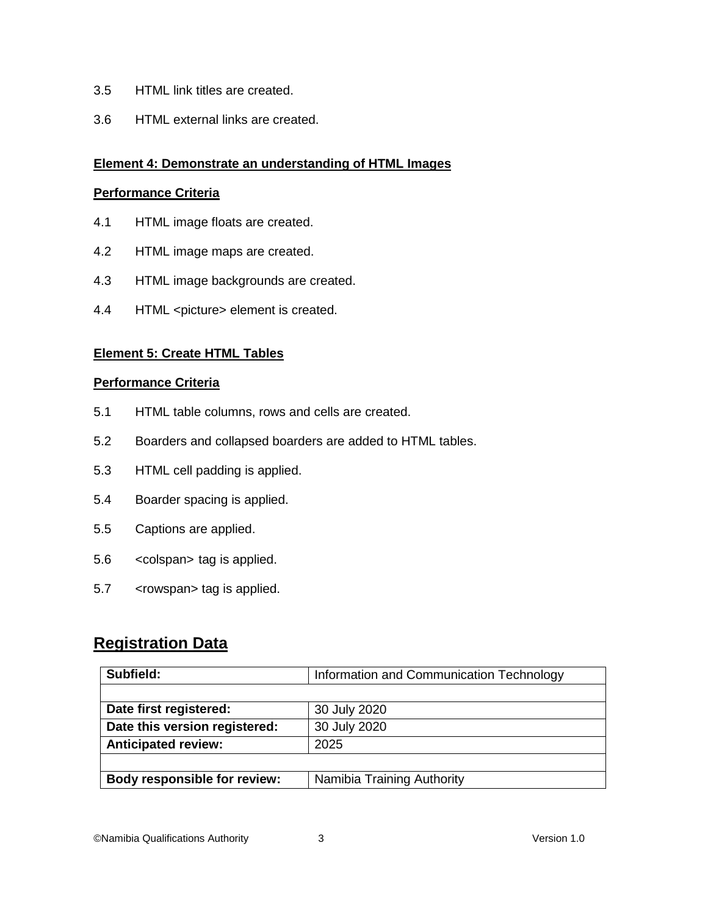3.5 HTML link titles are created.

3.6 HTML external links are created.

**Element 4: Demonstrate an understanding of HTML Images**

**Performance Criteria**

4.1 HTML image floats are created.

4.2 HTML image maps are created.

4.3 HTML image backgrounds are created.

4.4 HTML <picture> element is created.

**Element 5: Create HTML Tables**

**Performance Criteria**

5.1 HTML table columns, rows and cells are created.

5.2 Boarders and collapsed boarders are added to HTML tables.

5.3 HTML cell padding is applied.

5.4 Boarder spacing is applied.

5.5 Captions are applied.

5.6 <colspan> tag is applied.

5.7 <rowspan> tag is applied.

## Registration Data

| | |
|---|---|
| **Subfield:** | Information and Communication Technology |
| | |
| **Date first registered:** | 30 July 2020 |
| **Date this version registered:** | 30 July 2020 |
| **Anticipated review:** | 2025 |
| | |
| **Body responsible for review:** | Namibia Training Authority |